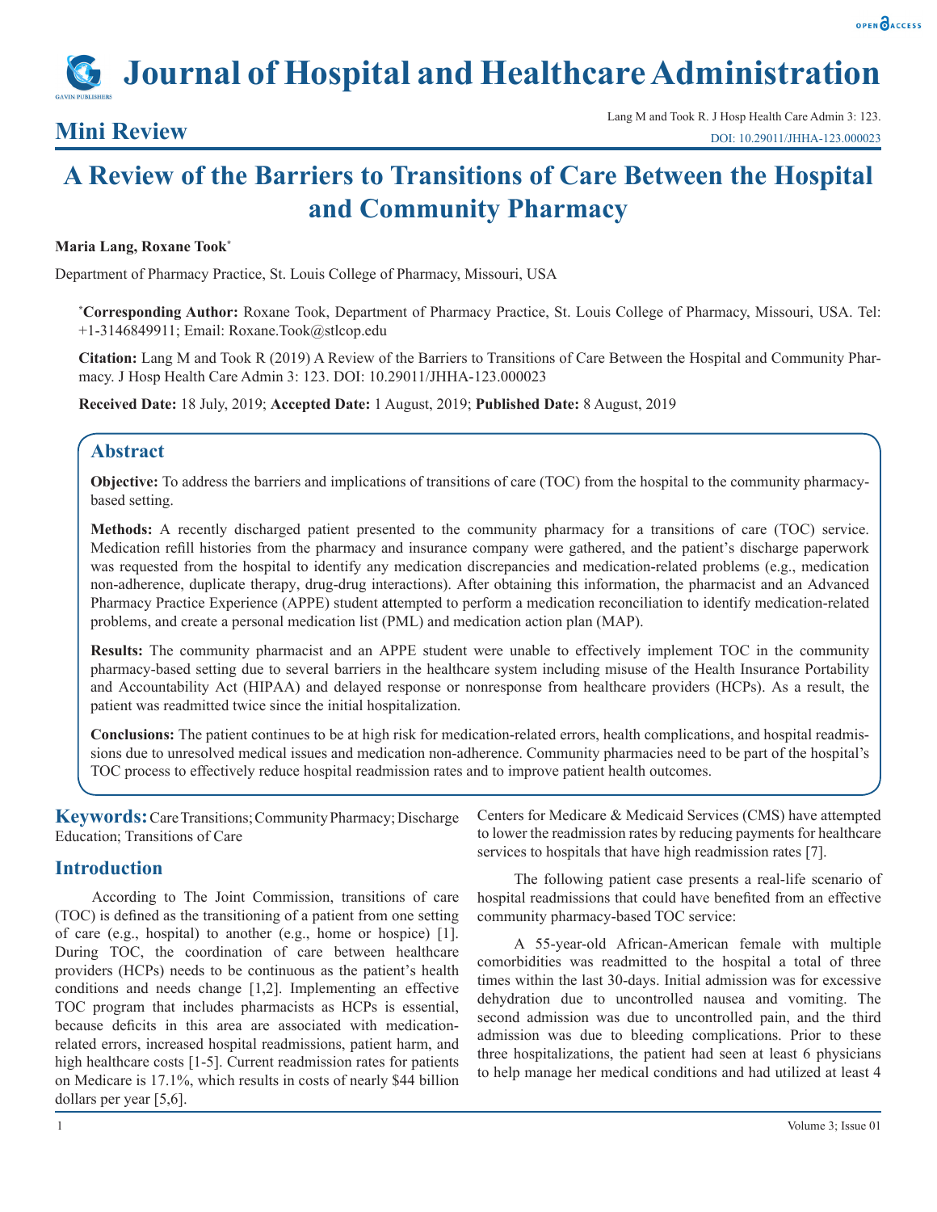# Journal of Hospital and Healthcare Administration

## Mini Review

Lang M and Took R. J Hosp Health Care Admin 3: 123.
DOI: 10.29011/JHHA-123.000023

# A Review of the Barriers to Transitions of Care Between the Hospital and Community Pharmacy

**Maria Lang, Roxane Took***

Department of Pharmacy Practice, St. Louis College of Pharmacy, Missouri, USA

***Corresponding Author:** Roxane Took, Department of Pharmacy Practice, St. Louis College of Pharmacy, Missouri, USA. Tel: +1-3146849911; Email: Roxane.Took@stlcop.edu

**Citation:** Lang M and Took R (2019) A Review of the Barriers to Transitions of Care Between the Hospital and Community Pharmacy. J Hosp Health Care Admin 3: 123. DOI: 10.29011/JHHA-123.000023

**Received Date:** 18 July, 2019; **Accepted Date:** 1 August, 2019; **Published Date:** 8 August, 2019

## Abstract

**Objective:** To address the barriers and implications of transitions of care (TOC) from the hospital to the community pharmacy-based setting.

**Methods:** A recently discharged patient presented to the community pharmacy for a transitions of care (TOC) service. Medication refill histories from the pharmacy and insurance company were gathered, and the patient's discharge paperwork was requested from the hospital to identify any medication discrepancies and medication-related problems (e.g., medication non-adherence, duplicate therapy, drug-drug interactions). After obtaining this information, the pharmacist and an Advanced Pharmacy Practice Experience (APPE) student attempted to perform a medication reconciliation to identify medication-related problems, and create a personal medication list (PML) and medication action plan (MAP).

**Results:** The community pharmacist and an APPE student were unable to effectively implement TOC in the community pharmacy-based setting due to several barriers in the healthcare system including misuse of the Health Insurance Portability and Accountability Act (HIPAA) and delayed response or nonresponse from healthcare providers (HCPs). As a result, the patient was readmitted twice since the initial hospitalization.

**Conclusions:** The patient continues to be at high risk for medication-related errors, health complications, and hospital readmissions due to unresolved medical issues and medication non-adherence. Community pharmacies need to be part of the hospital's TOC process to effectively reduce hospital readmission rates and to improve patient health outcomes.

**Keywords:** Care Transitions; Community Pharmacy; Discharge Education; Transitions of Care

## Introduction

According to The Joint Commission, transitions of care (TOC) is defined as the transitioning of a patient from one setting of care (e.g., hospital) to another (e.g., home or hospice) [1]. During TOC, the coordination of care between healthcare providers (HCPs) needs to be continuous as the patient's health conditions and needs change [1,2]. Implementing an effective TOC program that includes pharmacists as HCPs is essential, because deficits in this area are associated with medication-related errors, increased hospital readmissions, patient harm, and high healthcare costs [1-5]. Current readmission rates for patients on Medicare is 17.1%, which results in costs of nearly $44 billion dollars per year [5,6]. Centers for Medicare & Medicaid Services (CMS) have attempted to lower the readmission rates by reducing payments for healthcare services to hospitals that have high readmission rates [7].

The following patient case presents a real-life scenario of hospital readmissions that could have benefited from an effective community pharmacy-based TOC service:

A 55-year-old African-American female with multiple comorbidities was readmitted to the hospital a total of three times within the last 30-days. Initial admission was for excessive dehydration due to uncontrolled nausea and vomiting. The second admission was due to uncontrolled pain, and the third admission was due to bleeding complications. Prior to these three hospitalizations, the patient had seen at least 6 physicians to help manage her medical conditions and had utilized at least 4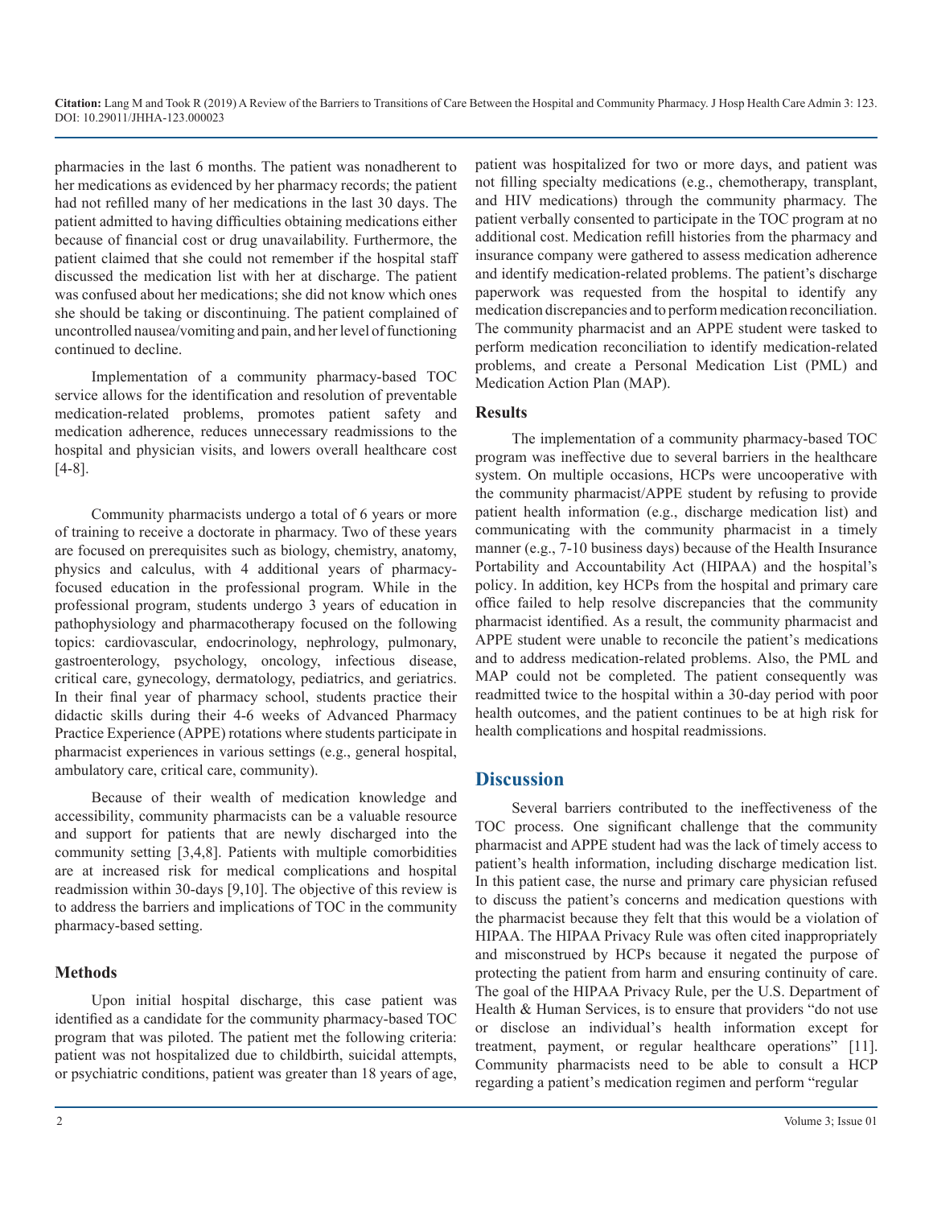pharmacies in the last 6 months. The patient was nonadherent to her medications as evidenced by her pharmacy records; the patient had not refilled many of her medications in the last 30 days. The patient admitted to having difficulties obtaining medications either because of financial cost or drug unavailability. Furthermore, the patient claimed that she could not remember if the hospital staff discussed the medication list with her at discharge. The patient was confused about her medications; she did not know which ones she should be taking or discontinuing. The patient complained of uncontrolled nausea/vomiting and pain, and her level of functioning continued to decline.

Implementation of a community pharmacy-based TOC service allows for the identification and resolution of preventable medication-related problems, promotes patient safety and medication adherence, reduces unnecessary readmissions to the hospital and physician visits, and lowers overall healthcare cost [4-8].

Community pharmacists undergo a total of 6 years or more of training to receive a doctorate in pharmacy. Two of these years are focused on prerequisites such as biology, chemistry, anatomy, physics and calculus, with 4 additional years of pharmacy-focused education in the professional program. While in the professional program, students undergo 3 years of education in pathophysiology and pharmacotherapy focused on the following topics: cardiovascular, endocrinology, nephrology, pulmonary, gastroenterology, psychology, oncology, infectious disease, critical care, gynecology, dermatology, pediatrics, and geriatrics. In their final year of pharmacy school, students practice their didactic skills during their 4-6 weeks of Advanced Pharmacy Practice Experience (APPE) rotations where students participate in pharmacist experiences in various settings (e.g., general hospital, ambulatory care, critical care, community).

Because of their wealth of medication knowledge and accessibility, community pharmacists can be a valuable resource and support for patients that are newly discharged into the community setting [3,4,8]. Patients with multiple comorbidities are at increased risk for medical complications and hospital readmission within 30-days [9,10]. The objective of this review is to address the barriers and implications of TOC in the community pharmacy-based setting.

### Methods

Upon initial hospital discharge, this case patient was identified as a candidate for the community pharmacy-based TOC program that was piloted. The patient met the following criteria: patient was not hospitalized due to childbirth, suicidal attempts, or psychiatric conditions, patient was greater than 18 years of age, patient was hospitalized for two or more days, and patient was not filling specialty medications (e.g., chemotherapy, transplant, and HIV medications) through the community pharmacy. The patient verbally consented to participate in the TOC program at no additional cost. Medication refill histories from the pharmacy and insurance company were gathered to assess medication adherence and identify medication-related problems. The patient's discharge paperwork was requested from the hospital to identify any medication discrepancies and to perform medication reconciliation. The community pharmacist and an APPE student were tasked to perform medication reconciliation to identify medication-related problems, and create a Personal Medication List (PML) and Medication Action Plan (MAP).

### Results

The implementation of a community pharmacy-based TOC program was ineffective due to several barriers in the healthcare system. On multiple occasions, HCPs were uncooperative with the community pharmacist/APPE student by refusing to provide patient health information (e.g., discharge medication list) and communicating with the community pharmacist in a timely manner (e.g., 7-10 business days) because of the Health Insurance Portability and Accountability Act (HIPAA) and the hospital's policy. In addition, key HCPs from the hospital and primary care office failed to help resolve discrepancies that the community pharmacist identified. As a result, the community pharmacist and APPE student were unable to reconcile the patient's medications and to address medication-related problems. Also, the PML and MAP could not be completed. The patient consequently was readmitted twice to the hospital within a 30-day period with poor health outcomes, and the patient continues to be at high risk for health complications and hospital readmissions.

## Discussion

Several barriers contributed to the ineffectiveness of the TOC process. One significant challenge that the community pharmacist and APPE student had was the lack of timely access to patient's health information, including discharge medication list. In this patient case, the nurse and primary care physician refused to discuss the patient's concerns and medication questions with the pharmacist because they felt that this would be a violation of HIPAA. The HIPAA Privacy Rule was often cited inappropriately and misconstrued by HCPs because it negated the purpose of protecting the patient from harm and ensuring continuity of care. The goal of the HIPAA Privacy Rule, per the U.S. Department of Health & Human Services, is to ensure that providers "do not use or disclose an individual's health information except for treatment, payment, or regular healthcare operations" [11]. Community pharmacists need to be able to consult a HCP regarding a patient's medication regimen and perform "regular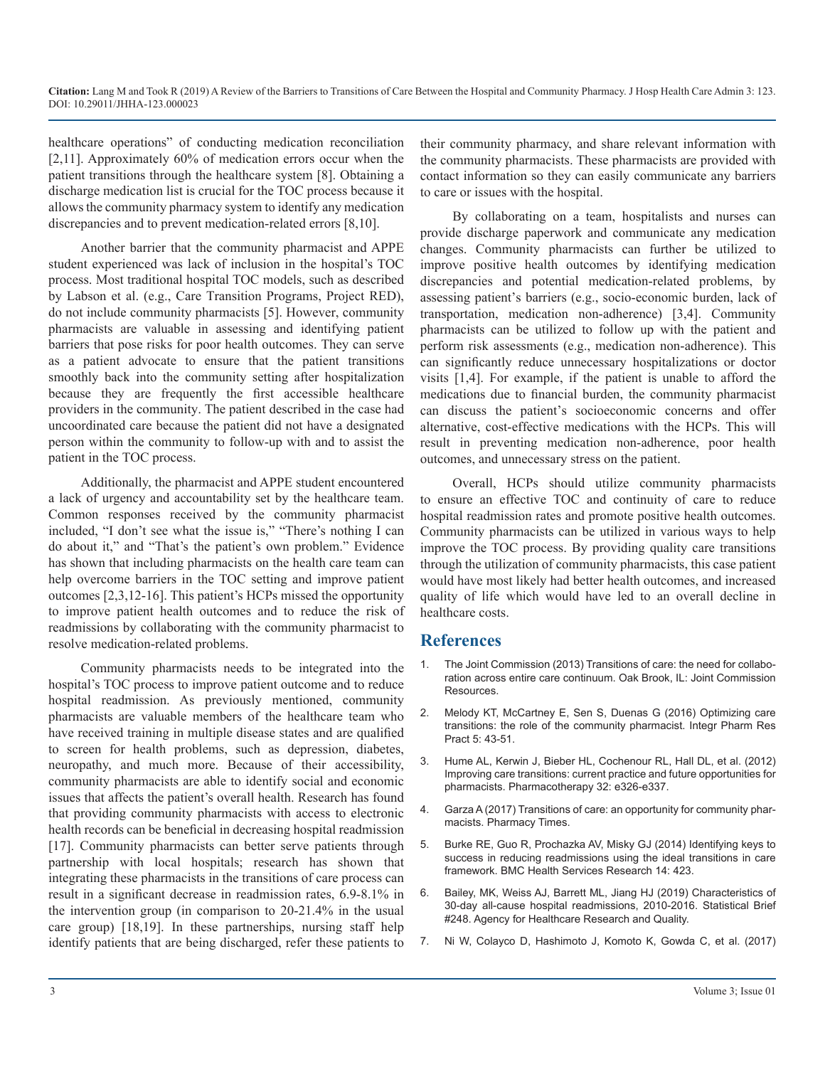healthcare operations" of conducting medication reconciliation [2,11]. Approximately 60% of medication errors occur when the patient transitions through the healthcare system [8]. Obtaining a discharge medication list is crucial for the TOC process because it allows the community pharmacy system to identify any medication discrepancies and to prevent medication-related errors [8,10].

Another barrier that the community pharmacist and APPE student experienced was lack of inclusion in the hospital's TOC process. Most traditional hospital TOC models, such as described by Labson et al. (e.g., Care Transition Programs, Project RED), do not include community pharmacists [5]. However, community pharmacists are valuable in assessing and identifying patient barriers that pose risks for poor health outcomes. They can serve as a patient advocate to ensure that the patient transitions smoothly back into the community setting after hospitalization because they are frequently the first accessible healthcare providers in the community. The patient described in the case had uncoordinated care because the patient did not have a designated person within the community to follow-up with and to assist the patient in the TOC process.

Additionally, the pharmacist and APPE student encountered a lack of urgency and accountability set by the healthcare team. Common responses received by the community pharmacist included, "I don't see what the issue is," "There's nothing I can do about it," and "That's the patient's own problem." Evidence has shown that including pharmacists on the health care team can help overcome barriers in the TOC setting and improve patient outcomes [2,3,12-16]. This patient's HCPs missed the opportunity to improve patient health outcomes and to reduce the risk of readmissions by collaborating with the community pharmacist to resolve medication-related problems.

Community pharmacists needs to be integrated into the hospital's TOC process to improve patient outcome and to reduce hospital readmission. As previously mentioned, community pharmacists are valuable members of the healthcare team who have received training in multiple disease states and are qualified to screen for health problems, such as depression, diabetes, neuropathy, and much more. Because of their accessibility, community pharmacists are able to identify social and economic issues that affects the patient's overall health. Research has found that providing community pharmacists with access to electronic health records can be beneficial in decreasing hospital readmission [17]. Community pharmacists can better serve patients through partnership with local hospitals; research has shown that integrating these pharmacists in the transitions of care process can result in a significant decrease in readmission rates, 6.9-8.1% in the intervention group (in comparison to 20-21.4% in the usual care group) [18,19]. In these partnerships, nursing staff help identify patients that are being discharged, refer these patients to their community pharmacy, and share relevant information with the community pharmacists. These pharmacists are provided with contact information so they can easily communicate any barriers to care or issues with the hospital.

By collaborating on a team, hospitalists and nurses can provide discharge paperwork and communicate any medication changes. Community pharmacists can further be utilized to improve positive health outcomes by identifying medication discrepancies and potential medication-related problems, by assessing patient's barriers (e.g., socio-economic burden, lack of transportation, medication non-adherence) [3,4]. Community pharmacists can be utilized to follow up with the patient and perform risk assessments (e.g., medication non-adherence). This can significantly reduce unnecessary hospitalizations or doctor visits [1,4]. For example, if the patient is unable to afford the medications due to financial burden, the community pharmacist can discuss the patient's socioeconomic concerns and offer alternative, cost-effective medications with the HCPs. This will result in preventing medication non-adherence, poor health outcomes, and unnecessary stress on the patient.

Overall, HCPs should utilize community pharmacists to ensure an effective TOC and continuity of care to reduce hospital readmission rates and promote positive health outcomes. Community pharmacists can be utilized in various ways to help improve the TOC process. By providing quality care transitions through the utilization of community pharmacists, this case patient would have most likely had better health outcomes, and increased quality of life which would have led to an overall decline in healthcare costs.

## References

1. The Joint Commission (2013) Transitions of care: the need for collaboration across entire care continuum. Oak Brook, IL: Joint Commission Resources.
2. Melody KT, McCartney E, Sen S, Duenas G (2016) Optimizing care transitions: the role of the community pharmacist. Integr Pharm Res Pract 5: 43-51.
3. Hume AL, Kerwin J, Bieber HL, Cochenour RL, Hall DL, et al. (2012) Improving care transitions: current practice and future opportunities for pharmacists. Pharmacotherapy 32: e326-e337.
4. Garza A (2017) Transitions of care: an opportunity for community pharmacists. Pharmacy Times.
5. Burke RE, Guo R, Prochazka AV, Misky GJ (2014) Identifying keys to success in reducing readmissions using the ideal transitions in care framework. BMC Health Services Research 14: 423.
6. Bailey, MK, Weiss AJ, Barrett ML, Jiang HJ (2019) Characteristics of 30-day all-cause hospital readmissions, 2010-2016. Statistical Brief #248. Agency for Healthcare Research and Quality.
7. Ni W, Colayco D, Hashimoto J, Komoto K, Gowda C, et al. (2017)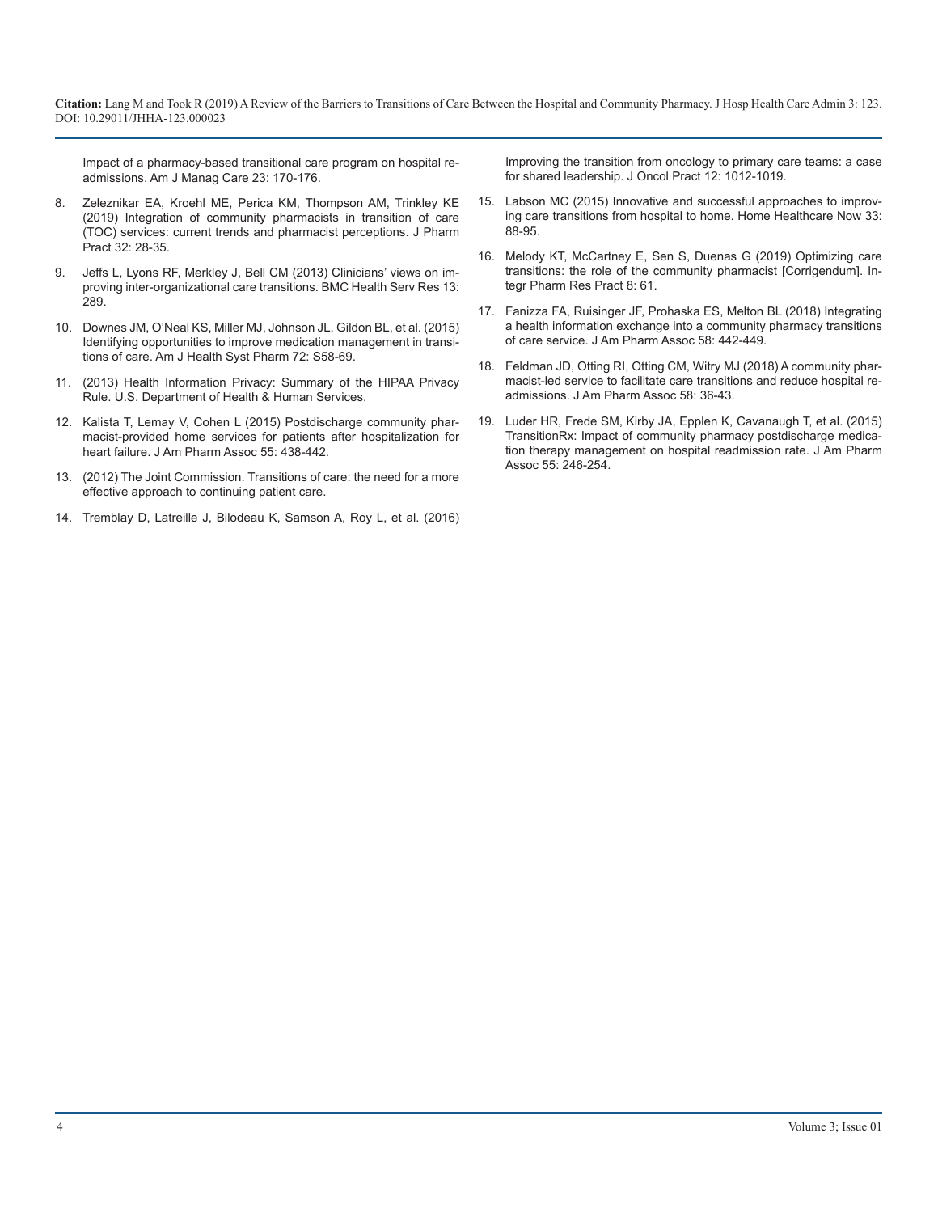Impact of a pharmacy-based transitional care program on hospital readmissions. Am J Manag Care 23: 170-176.

8. Zeleznikar EA, Kroehl ME, Perica KM, Thompson AM, Trinkley KE (2019) Integration of community pharmacists in transition of care (TOC) services: current trends and pharmacist perceptions. J Pharm Pract 32: 28-35.

9. Jeffs L, Lyons RF, Merkley J, Bell CM (2013) Clinicians' views on improving inter-organizational care transitions. BMC Health Serv Res 13: 289.

10. Downes JM, O'Neal KS, Miller MJ, Johnson JL, Gildon BL, et al. (2015) Identifying opportunities to improve medication management in transitions of care. Am J Health Syst Pharm 72: S58-69.

11. (2013) Health Information Privacy: Summary of the HIPAA Privacy Rule. U.S. Department of Health & Human Services.

12. Kalista T, Lemay V, Cohen L (2015) Postdischarge community pharmacist-provided home services for patients after hospitalization for heart failure. J Am Pharm Assoc 55: 438-442.

13. (2012) The Joint Commission. Transitions of care: the need for a more effective approach to continuing patient care.

14. Tremblay D, Latreille J, Bilodeau K, Samson A, Roy L, et al. (2016) Improving the transition from oncology to primary care teams: a case for shared leadership. J Oncol Pract 12: 1012-1019.

15. Labson MC (2015) Innovative and successful approaches to improving care transitions from hospital to home. Home Healthcare Now 33: 88-95.

16. Melody KT, McCartney E, Sen S, Duenas G (2019) Optimizing care transitions: the role of the community pharmacist [Corrigendum]. Integr Pharm Res Pract 8: 61.

17. Fanizza FA, Ruisinger JF, Prohaska ES, Melton BL (2018) Integrating a health information exchange into a community pharmacy transitions of care service. J Am Pharm Assoc 58: 442-449.

18. Feldman JD, Otting RI, Otting CM, Witry MJ (2018) A community pharmacist-led service to facilitate care transitions and reduce hospital readmissions. J Am Pharm Assoc 58: 36-43.

19. Luder HR, Frede SM, Kirby JA, Epplen K, Cavanaugh T, et al. (2015) TransitionRx: Impact of community pharmacy postdischarge medication therapy management on hospital readmission rate. J Am Pharm Assoc 55: 246-254.